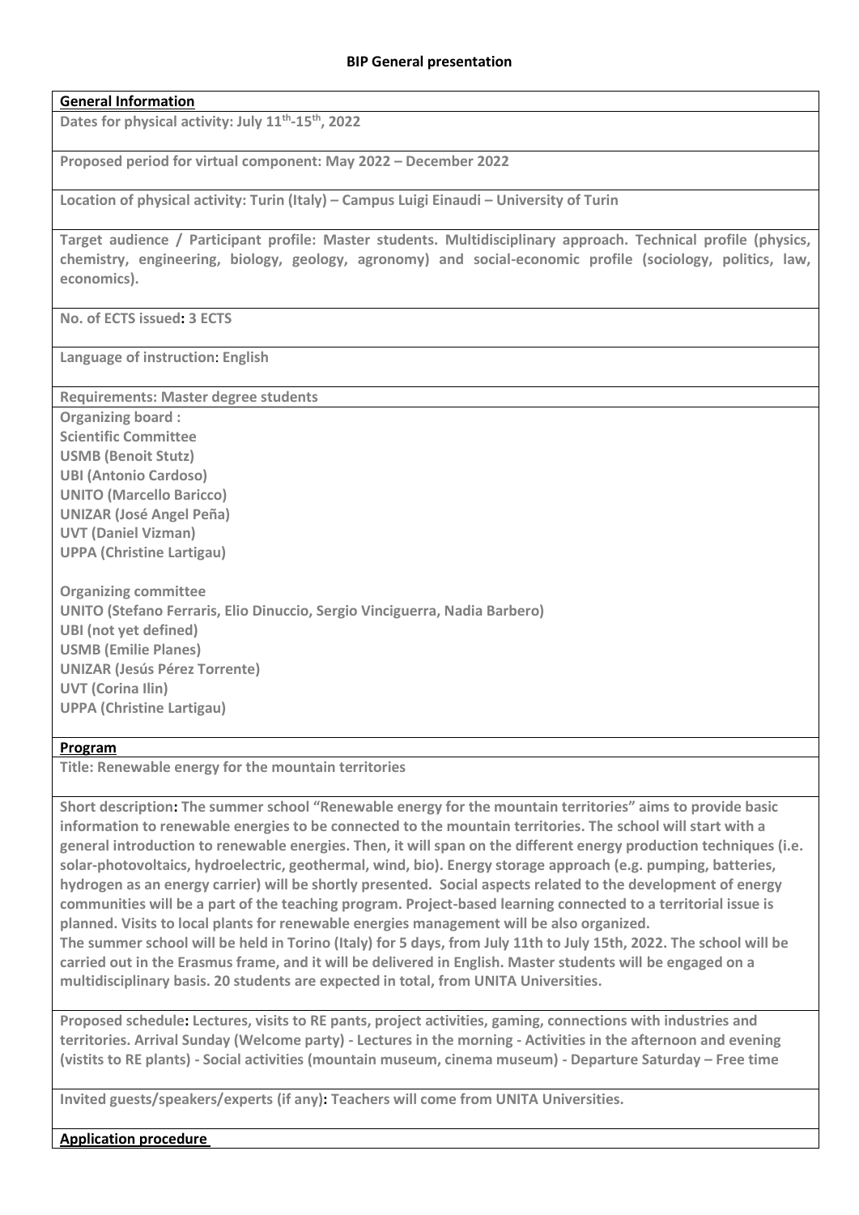# BIP General presentation

**General Information**

**Dates for physical activity: July 11th-15th, 2022**

**Proposed period for virtual component: May 2022 – December 2022**

**Location of physical activity: Turin (Italy) – Campus Luigi Einaudi – University of Turin**

**Target audience / Participant profile: Master students. Multidisciplinary approach. Technical profile (physics, chemistry, engineering, biology, geology, agronomy) and social-economic profile (sociology, politics, law, economics).**

**No. of ECTS issued: 3 ECTS**

**Language of instruction: English**

**Requirements: Master degree students**

**Organizing board :**

**Scientific Committee**
**USMB (Benoit Stutz)**
**UBI (Antonio Cardoso)**
**UNITO (Marcello Baricco)**
**UNIZAR (José Angel Peña)**
**UVT (Daniel Vizman)**
**UPPA (Christine Lartigau)**

**Organizing committee**
**UNITO (Stefano Ferraris, Elio Dinuccio, Sergio Vinciguerra, Nadia Barbero)**
**UBI (not yet defined)**
**USMB (Emilie Planes)**
**UNIZAR (Jesús Pérez Torrente)**
**UVT (Corina Ilin)**
**UPPA (Christine Lartigau)**

**Program**

**Title: Renewable energy for the mountain territories**

**Short description: The summer school "Renewable energy for the mountain territories" aims to provide basic information to renewable energies to be connected to the mountain territories. The school will start with a general introduction to renewable energies. Then, it will span on the different energy production techniques (i.e. solar-photovoltaics, hydroelectric, geothermal, wind, bio). Energy storage approach (e.g. pumping, batteries, hydrogen as an energy carrier) will be shortly presented. Social aspects related to the development of energy communities will be a part of the teaching program. Project-based learning connected to a territorial issue is planned. Visits to local plants for renewable energies management will be also organized.**
**The summer school will be held in Torino (Italy) for 5 days, from July 11th to July 15th, 2022. The school will be carried out in the Erasmus frame, and it will be delivered in English. Master students will be engaged on a multidisciplinary basis. 20 students are expected in total, from UNITA Universities.**

**Proposed schedule: Lectures, visits to RE pants, project activities, gaming, connections with industries and territories. Arrival Sunday (Welcome party) - Lectures in the morning - Activities in the afternoon and evening (vistits to RE plants) - Social activities (mountain museum, cinema museum) - Departure Saturday – Free time**

**Invited guests/speakers/experts (if any): Teachers will come from UNITA Universities.**

**Application procedure**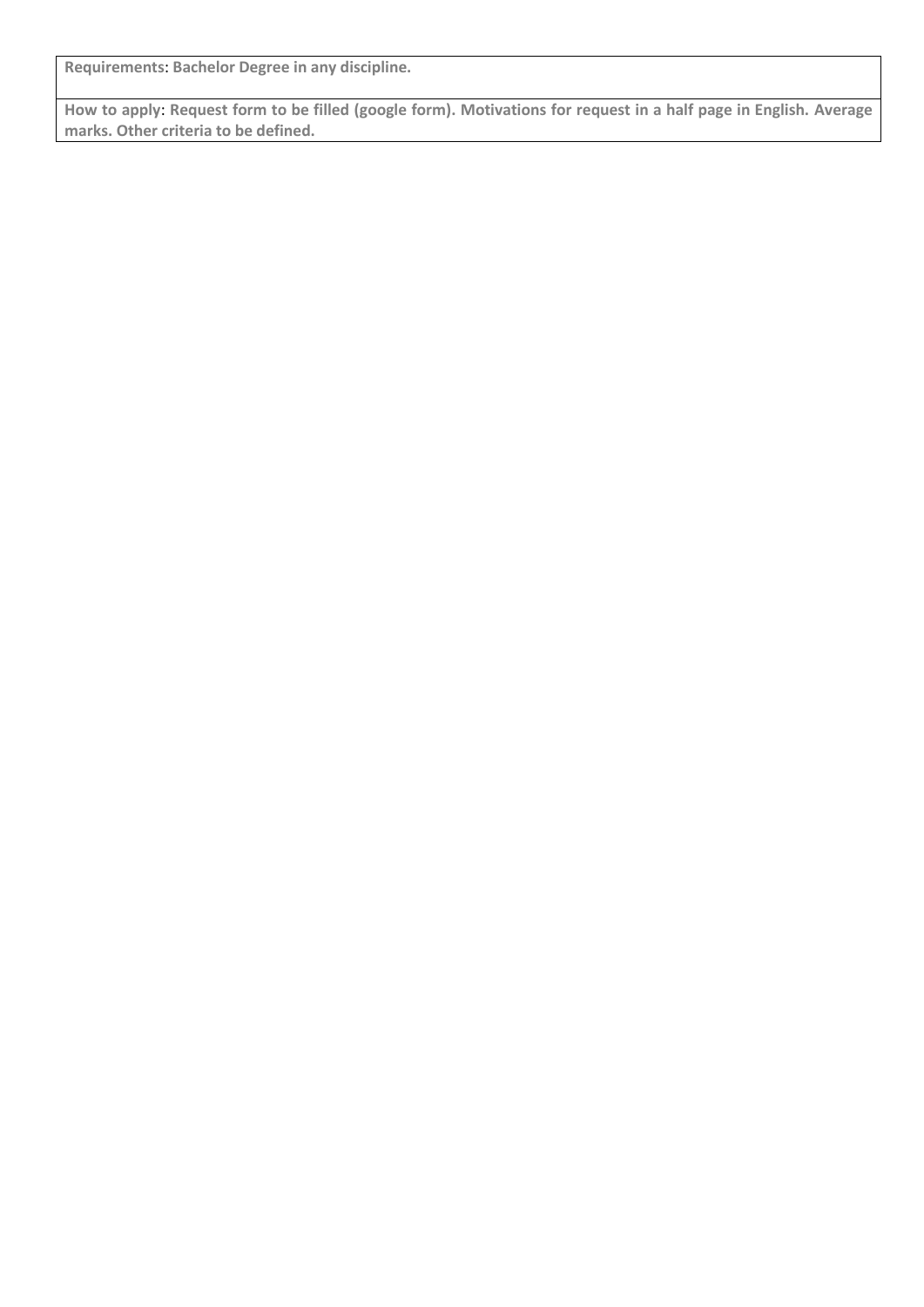**Requirements**: **Bachelor Degree in any discipline.**

**How to apply**: **Request form to be filled (google form). Motivations for request in a half page in English. Average marks. Other criteria to be defined.**